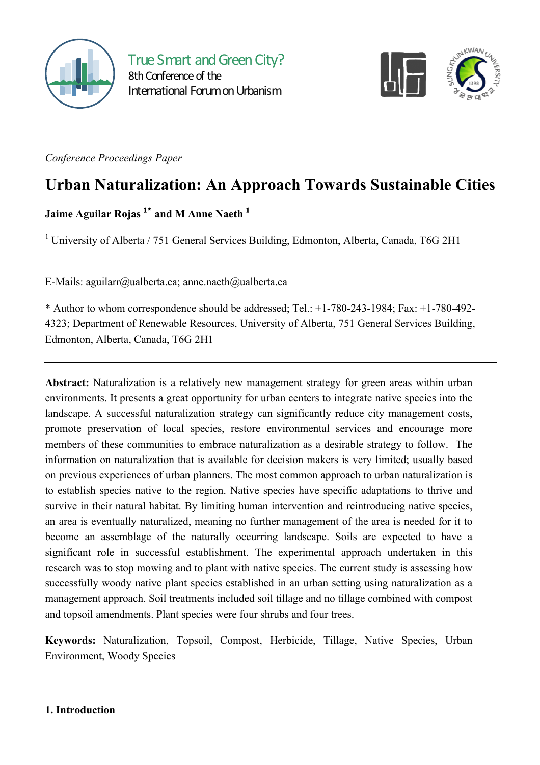True Smart and Green City?
8th Conference of the
International Forum on Urbanism

*Conference Proceedings Paper*

# Urban Naturalization: An Approach Towards Sustainable Cities

**Jaime Aguilar Rojas [1*] and M Anne Naeth [1]**

[1] University of Alberta / 751 General Services Building, Edmonton, Alberta, Canada, T6G 2H1

E-Mails: aguilarr@ualberta.ca; anne.naeth@ualberta.ca

* Author to whom correspondence should be addressed; Tel.: +1-780-243-1984; Fax: +1-780-492-4323; Department of Renewable Resources, University of Alberta, 751 General Services Building, Edmonton, Alberta, Canada, T6G 2H1

---

**Abstract:** Naturalization is a relatively new management strategy for green areas within urban environments. It presents a great opportunity for urban centers to integrate native species into the landscape. A successful naturalization strategy can significantly reduce city management costs, promote preservation of local species, restore environmental services and encourage more members of these communities to embrace naturalization as a desirable strategy to follow. The information on naturalization that is available for decision makers is very limited; usually based on previous experiences of urban planners. The most common approach to urban naturalization is to establish species native to the region. Native species have specific adaptations to thrive and survive in their natural habitat. By limiting human intervention and reintroducing native species, an area is eventually naturalized, meaning no further management of the area is needed for it to become an assemblage of the naturally occurring landscape. Soils are expected to have a significant role in successful establishment. The experimental approach undertaken in this research was to stop mowing and to plant with native species. The current study is assessing how successfully woody native plant species established in an urban setting using naturalization as a management approach. Soil treatments included soil tillage and no tillage combined with compost and topsoil amendments. Plant species were four shrubs and four trees.

**Keywords:** Naturalization, Topsoil, Compost, Herbicide, Tillage, Native Species, Urban Environment, Woody Species

---

## 1. Introduction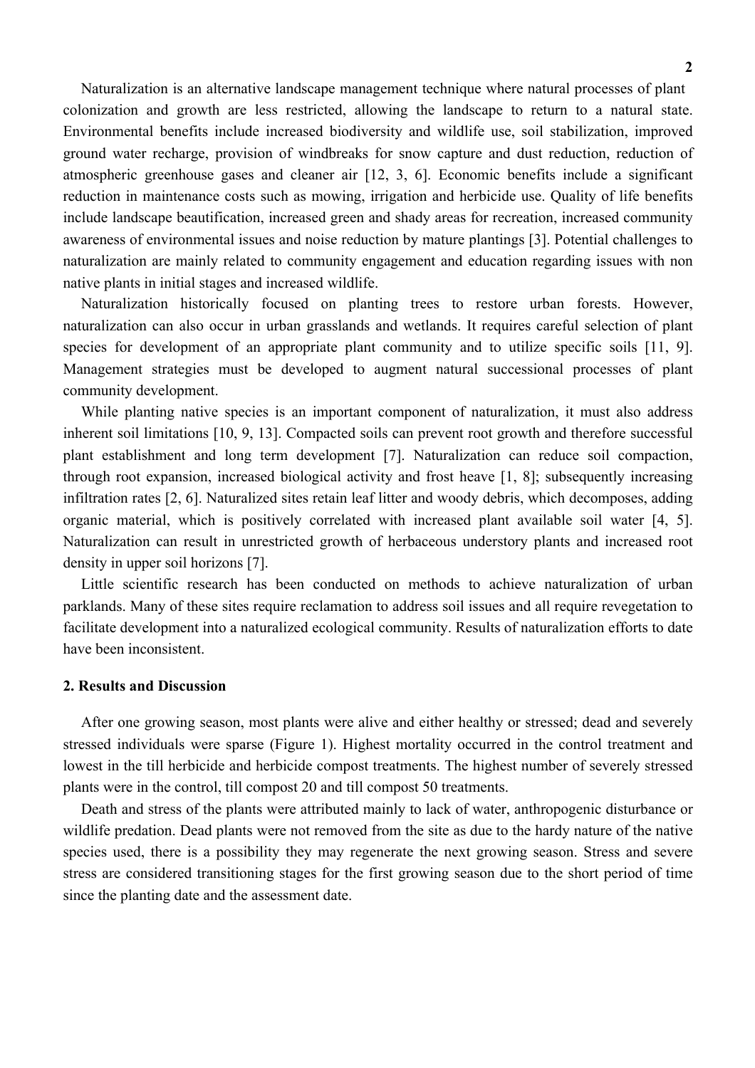Naturalization is an alternative landscape management technique where natural processes of plant colonization and growth are less restricted, allowing the landscape to return to a natural state. Environmental benefits include increased biodiversity and wildlife use, soil stabilization, improved ground water recharge, provision of windbreaks for snow capture and dust reduction, reduction of atmospheric greenhouse gases and cleaner air [12, 3, 6]. Economic benefits include a significant reduction in maintenance costs such as mowing, irrigation and herbicide use. Quality of life benefits include landscape beautification, increased green and shady areas for recreation, increased community awareness of environmental issues and noise reduction by mature plantings [3]. Potential challenges to naturalization are mainly related to community engagement and education regarding issues with non native plants in initial stages and increased wildlife.

Naturalization historically focused on planting trees to restore urban forests. However, naturalization can also occur in urban grasslands and wetlands. It requires careful selection of plant species for development of an appropriate plant community and to utilize specific soils [11, 9]. Management strategies must be developed to augment natural successional processes of plant community development.

While planting native species is an important component of naturalization, it must also address inherent soil limitations [10, 9, 13]. Compacted soils can prevent root growth and therefore successful plant establishment and long term development [7]. Naturalization can reduce soil compaction, through root expansion, increased biological activity and frost heave [1, 8]; subsequently increasing infiltration rates [2, 6]. Naturalized sites retain leaf litter and woody debris, which decomposes, adding organic material, which is positively correlated with increased plant available soil water [4, 5]. Naturalization can result in unrestricted growth of herbaceous understory plants and increased root density in upper soil horizons [7].

Little scientific research has been conducted on methods to achieve naturalization of urban parklands. Many of these sites require reclamation to address soil issues and all require revegetation to facilitate development into a naturalized ecological community. Results of naturalization efforts to date have been inconsistent.

## 2. Results and Discussion

After one growing season, most plants were alive and either healthy or stressed; dead and severely stressed individuals were sparse (Figure 1). Highest mortality occurred in the control treatment and lowest in the till herbicide and herbicide compost treatments. The highest number of severely stressed plants were in the control, till compost 20 and till compost 50 treatments.

Death and stress of the plants were attributed mainly to lack of water, anthropogenic disturbance or wildlife predation. Dead plants were not removed from the site as due to the hardy nature of the native species used, there is a possibility they may regenerate the next growing season. Stress and severe stress are considered transitioning stages for the first growing season due to the short period of time since the planting date and the assessment date.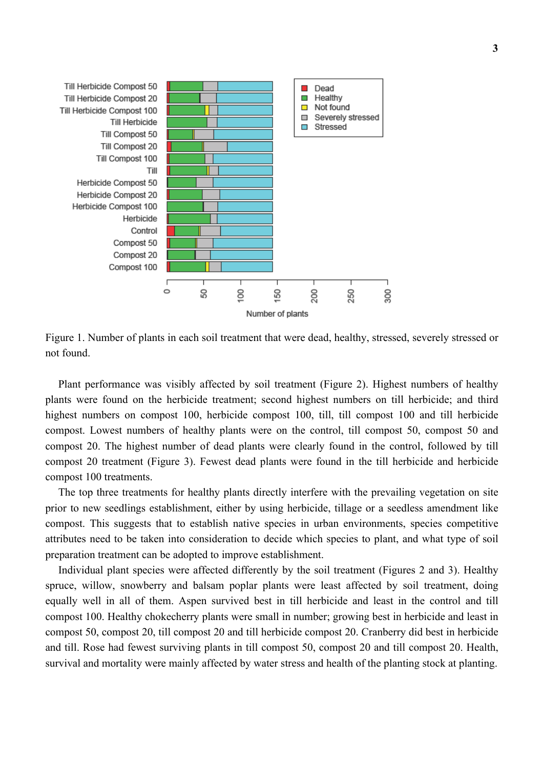Figure 1. Number of plants in each soil treatment that were dead, healthy, stressed, severely stressed or not found.

Plant performance was visibly affected by soil treatment (Figure 2). Highest numbers of healthy plants were found on the herbicide treatment; second highest numbers on till herbicide; and third highest numbers on compost 100, herbicide compost 100, till, till compost 100 and till herbicide compost. Lowest numbers of healthy plants were on the control, till compost 50, compost 50 and compost 20. The highest number of dead plants were clearly found in the control, followed by till compost 20 treatment (Figure 3). Fewest dead plants were found in the till herbicide and herbicide compost 100 treatments.

The top three treatments for healthy plants directly interfere with the prevailing vegetation on site prior to new seedlings establishment, either by using herbicide, tillage or a seedless amendment like compost. This suggests that to establish native species in urban environments, species competitive attributes need to be taken into consideration to decide which species to plant, and what type of soil preparation treatment can be adopted to improve establishment.

Individual plant species were affected differently by the soil treatment (Figures 2 and 3). Healthy spruce, willow, snowberry and balsam poplar plants were least affected by soil treatment, doing equally well in all of them. Aspen survived best in till herbicide and least in the control and till compost 100. Healthy chokecherry plants were small in number; growing best in herbicide and least in compost 50, compost 20, till compost 20 and till herbicide compost 20. Cranberry did best in herbicide and till. Rose had fewest surviving plants in till compost 50, compost 20 and till compost 20. Health, survival and mortality were mainly affected by water stress and health of the planting stock at planting.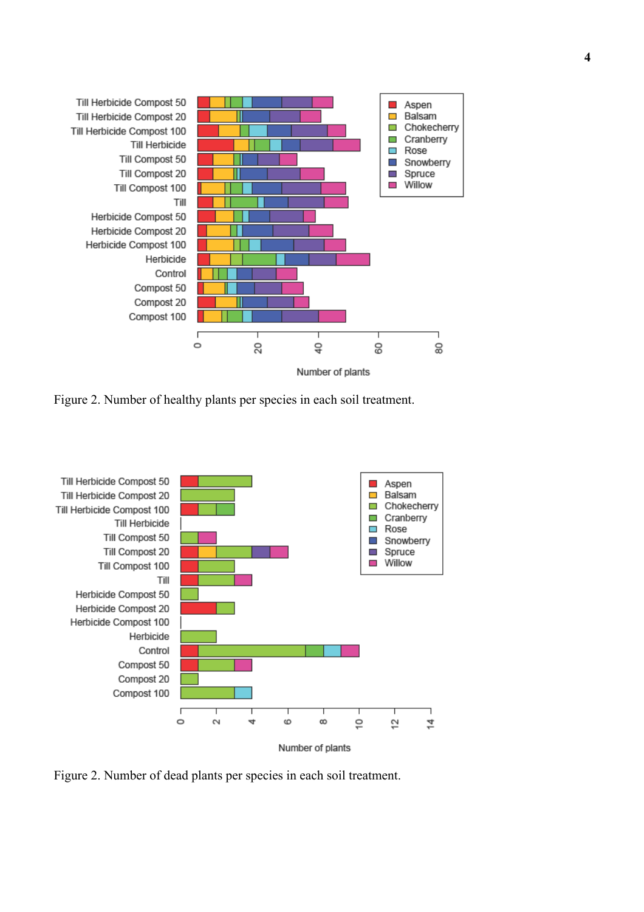Figure 2. Number of healthy plants per species in each soil treatment.

Figure 2. Number of dead plants per species in each soil treatment.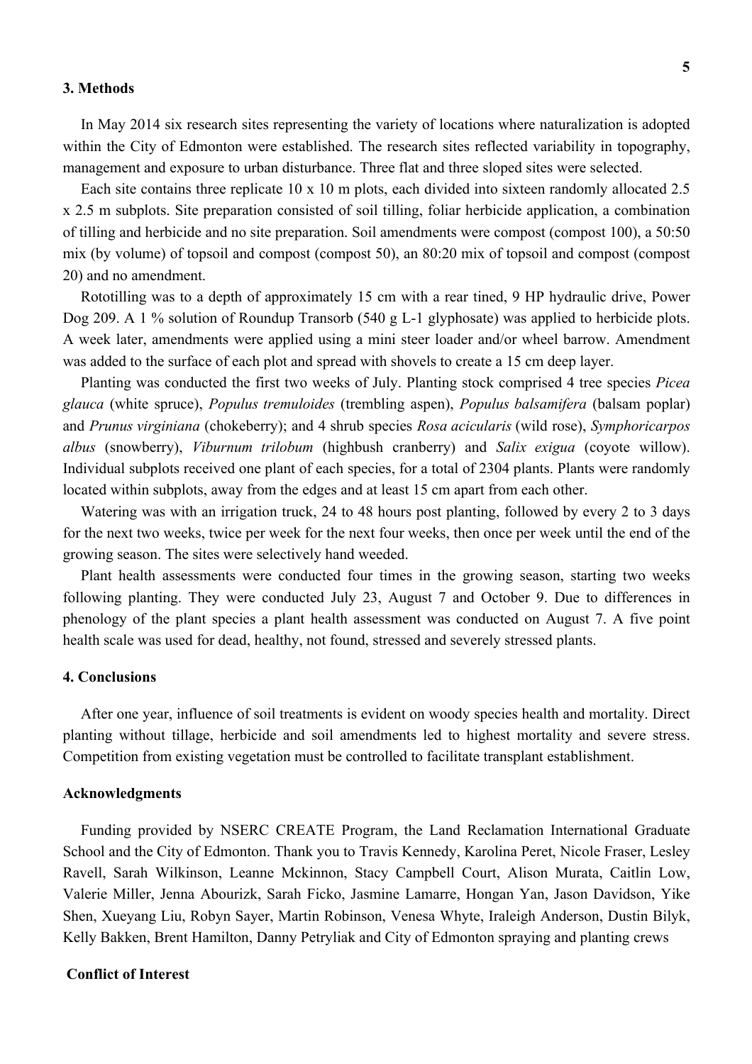## 3. Methods

In May 2014 six research sites representing the variety of locations where naturalization is adopted within the City of Edmonton were established. The research sites reflected variability in topography, management and exposure to urban disturbance. Three flat and three sloped sites were selected.

Each site contains three replicate 10 x 10 m plots, each divided into sixteen randomly allocated 2.5 x 2.5 m subplots. Site preparation consisted of soil tilling, foliar herbicide application, a combination of tilling and herbicide and no site preparation. Soil amendments were compost (compost 100), a 50:50 mix (by volume) of topsoil and compost (compost 50), an 80:20 mix of topsoil and compost (compost 20) and no amendment.

Rototilling was to a depth of approximately 15 cm with a rear tined, 9 HP hydraulic drive, Power Dog 209. A 1 % solution of Roundup Transorb (540 g L-1 glyphosate) was applied to herbicide plots. A week later, amendments were applied using a mini steer loader and/or wheel barrow. Amendment was added to the surface of each plot and spread with shovels to create a 15 cm deep layer.

Planting was conducted the first two weeks of July. Planting stock comprised 4 tree species *Picea glauca* (white spruce), *Populus tremuloides* (trembling aspen), *Populus balsamifera* (balsam poplar) and *Prunus virginiana* (chokeberry); and 4 shrub species *Rosa acicularis* (wild rose), *Symphoricarpos albus* (snowberry), *Viburnum trilobum* (highbush cranberry) and *Salix exigua* (coyote willow). Individual subplots received one plant of each species, for a total of 2304 plants. Plants were randomly located within subplots, away from the edges and at least 15 cm apart from each other.

Watering was with an irrigation truck, 24 to 48 hours post planting, followed by every 2 to 3 days for the next two weeks, twice per week for the next four weeks, then once per week until the end of the growing season. The sites were selectively hand weeded.

Plant health assessments were conducted four times in the growing season, starting two weeks following planting. They were conducted July 23, August 7 and October 9. Due to differences in phenology of the plant species a plant health assessment was conducted on August 7. A five point health scale was used for dead, healthy, not found, stressed and severely stressed plants.

## 4. Conclusions

After one year, influence of soil treatments is evident on woody species health and mortality. Direct planting without tillage, herbicide and soil amendments led to highest mortality and severe stress. Competition from existing vegetation must be controlled to facilitate transplant establishment.

## Acknowledgments

Funding provided by NSERC CREATE Program, the Land Reclamation International Graduate School and the City of Edmonton. Thank you to Travis Kennedy, Karolina Peret, Nicole Fraser, Lesley Ravell, Sarah Wilkinson, Leanne Mckinnon, Stacy Campbell Court, Alison Murata, Caitlin Low, Valerie Miller, Jenna Abourizk, Sarah Ficko, Jasmine Lamarre, Hongan Yan, Jason Davidson, Yike Shen, Xueyang Liu, Robyn Sayer, Martin Robinson, Venesa Whyte, Iraleigh Anderson, Dustin Bilyk, Kelly Bakken, Brent Hamilton, Danny Petryliak and City of Edmonton spraying and planting crews

## Conflict of Interest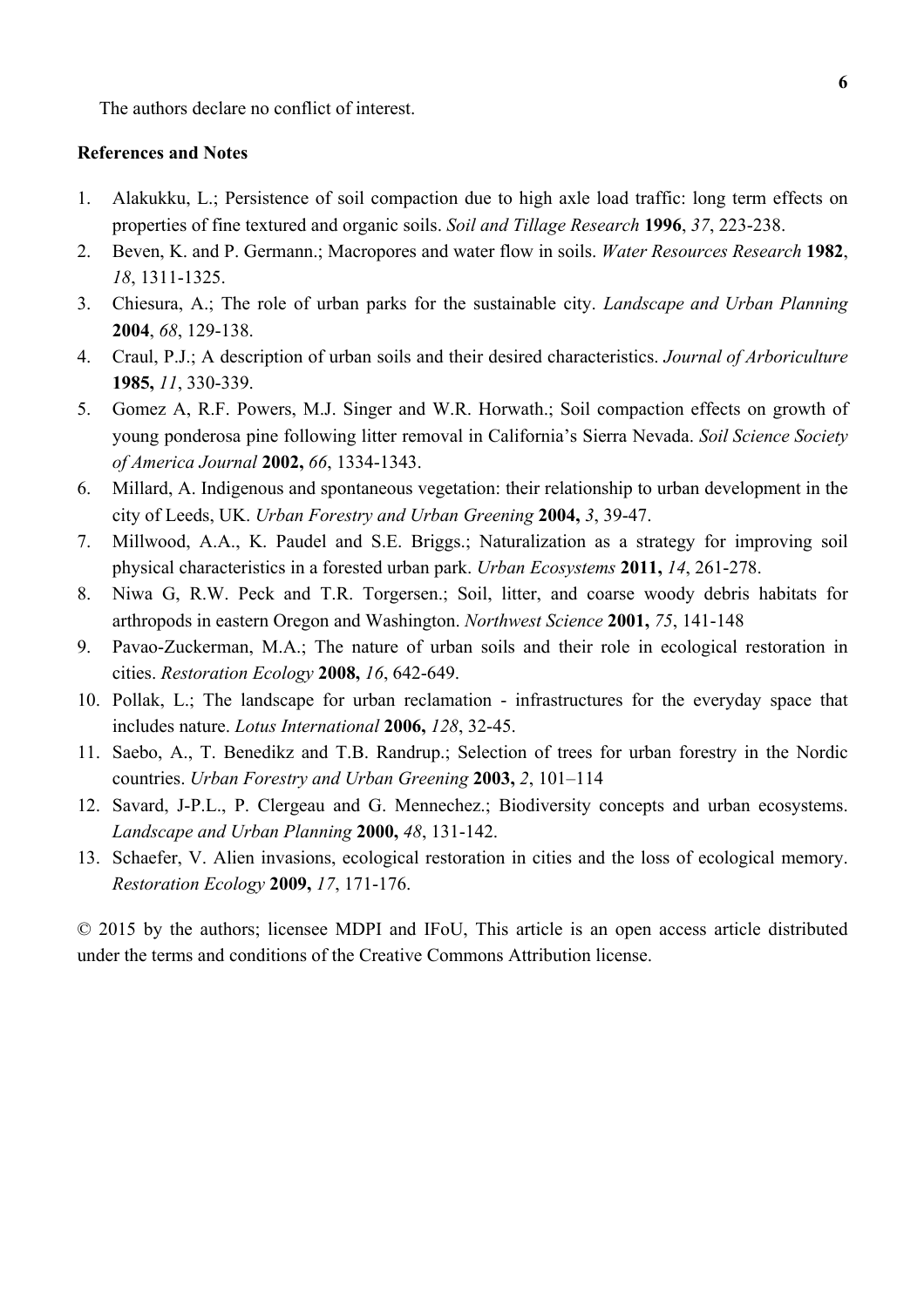The authors declare no conflict of interest.

## References and Notes

1. Alakukku, L.; Persistence of soil compaction due to high axle load traffic: long term effects on properties of fine textured and organic soils. *Soil and Tillage Research* **1996**, *37*, 223-238.
2. Beven, K. and P. Germann.; Macropores and water flow in soils. *Water Resources Research* **1982**, *18*, 1311-1325.
3. Chiesura, A.; The role of urban parks for the sustainable city. *Landscape and Urban Planning* **2004**, *68*, 129-138.
4. Craul, P.J.; A description of urban soils and their desired characteristics. *Journal of Arboriculture* **1985,** *11*, 330-339.
5. Gomez A, R.F. Powers, M.J. Singer and W.R. Horwath.; Soil compaction effects on growth of young ponderosa pine following litter removal in California's Sierra Nevada. *Soil Science Society of America Journal* **2002,** *66*, 1334-1343.
6. Millard, A. Indigenous and spontaneous vegetation: their relationship to urban development in the city of Leeds, UK. *Urban Forestry and Urban Greening* **2004,** *3*, 39-47.
7. Millwood, A.A., K. Paudel and S.E. Briggs.; Naturalization as a strategy for improving soil physical characteristics in a forested urban park. *Urban Ecosystems* **2011,** *14*, 261-278.
8. Niwa G, R.W. Peck and T.R. Torgersen.; Soil, litter, and coarse woody debris habitats for arthropods in eastern Oregon and Washington. *Northwest Science* **2001,** *75*, 141-148
9. Pavao-Zuckerman, M.A.; The nature of urban soils and their role in ecological restoration in cities. *Restoration Ecology* **2008,** *16*, 642-649.
10. Pollak, L.; The landscape for urban reclamation - infrastructures for the everyday space that includes nature. *Lotus International* **2006,** *128*, 32-45.
11. Saebo, A., T. Benedikz and T.B. Randrup.; Selection of trees for urban forestry in the Nordic countries. *Urban Forestry and Urban Greening* **2003,** *2*, 101–114
12. Savard, J-P.L., P. Clergeau and G. Mennechez.; Biodiversity concepts and urban ecosystems. *Landscape and Urban Planning* **2000,** *48*, 131-142.
13. Schaefer, V. Alien invasions, ecological restoration in cities and the loss of ecological memory. *Restoration Ecology* **2009,** *17*, 171-176.

© 2015 by the authors; licensee MDPI and IFoU, This article is an open access article distributed under the terms and conditions of the Creative Commons Attribution license.